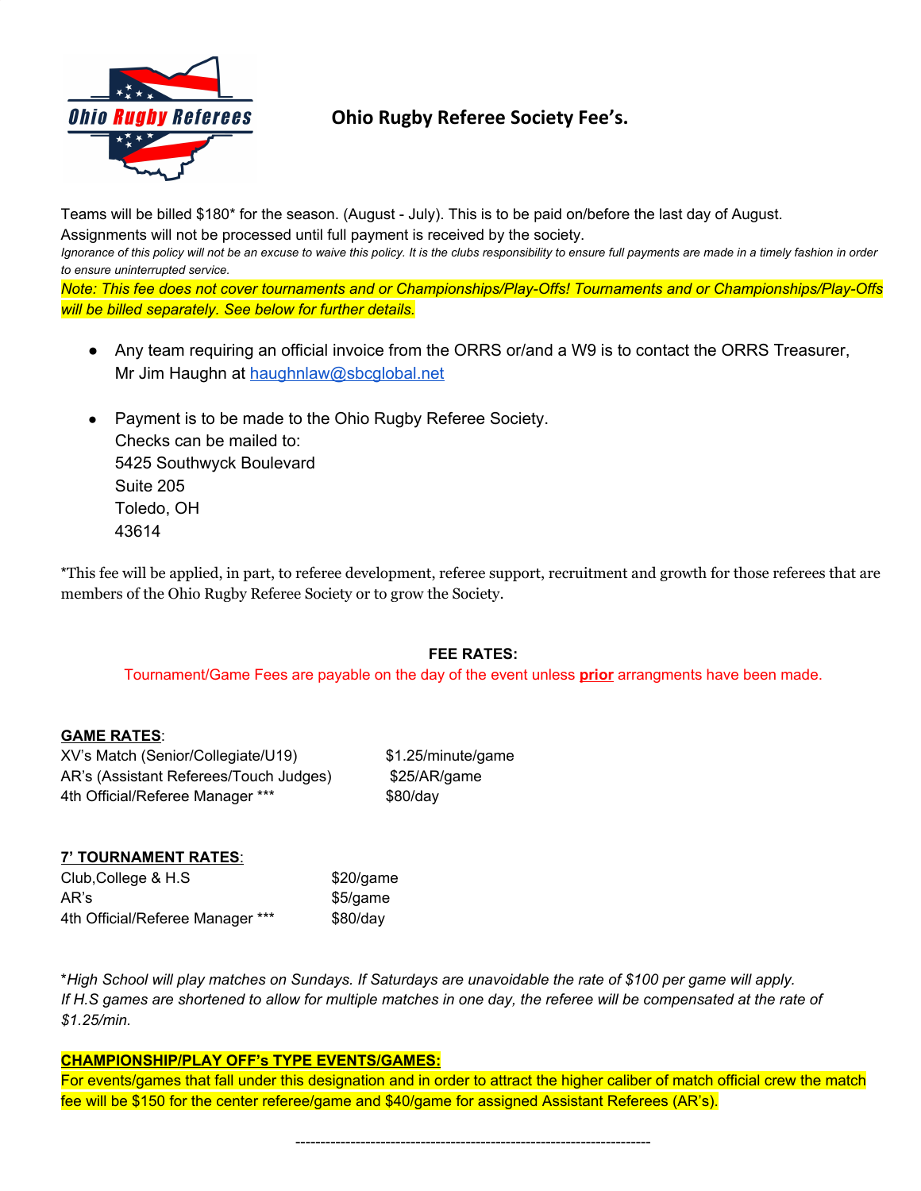# Ohio Rugby Referee Society Fee's.

Teams will be billed $180* for the season. (August - July). This is to be paid on/before the last day of August.
Assignments will not be processed until full payment is received by the society.

*Ignorance of this policy will not be an excuse to waive this policy. It is the clubs responsibility to ensure full payments are made in a timely fashion in order to ensure uninterrupted service.*

*Note: This fee does not cover tournaments and or Championships/Play-Offs! Tournaments and or Championships/Play-Offs will be billed separately. See below for further details.*

- Any team requiring an official invoice from the ORRS or/and a W9 is to contact the ORRS Treasurer, Mr Jim Haughn at haughnlaw@sbcglobal.net

- Payment is to be made to the Ohio Rugby Referee Society.
  Checks can be mailed to:
  5425 Southwyck Boulevard
  Suite 205
  Toledo, OH
  43614

*This fee will be applied, in part, to referee development, referee support, recruitment and growth for those referees that are members of the Ohio Rugby Referee Society or to grow the Society.

**FEE RATES:**

Tournament/Game Fees are payable on the day of the event unless **prior** arrangments have been made.

**GAME RATES**:

| | |
|---|---|
| XV's Match (Senior/Collegiate/U19) | $1.25/minute/game |
| AR's (Assistant Referees/Touch Judges) | $25/AR/game |
| 4th Official/Referee Manager *** | $80/day |

**7' TOURNAMENT RATES**:

| | |
|---|---|
| Club,College & H.S | $20/game |
| AR's | $5/game |
| 4th Official/Referee Manager *** | $80/day |

**High School will play matches on Sundays. If Saturdays are unavoidable the rate of $100 per game will apply. If H.S games are shortened to allow for multiple matches in one day, the referee will be compensated at the rate of $1.25/min.*

**CHAMPIONSHIP/PLAY OFF's TYPE EVENTS/GAMES:**

For events/games that fall under this designation and in order to attract the higher caliber of match official crew the match fee will be $150 for the center referee/game and $40/game for assigned Assistant Referees (AR's).

---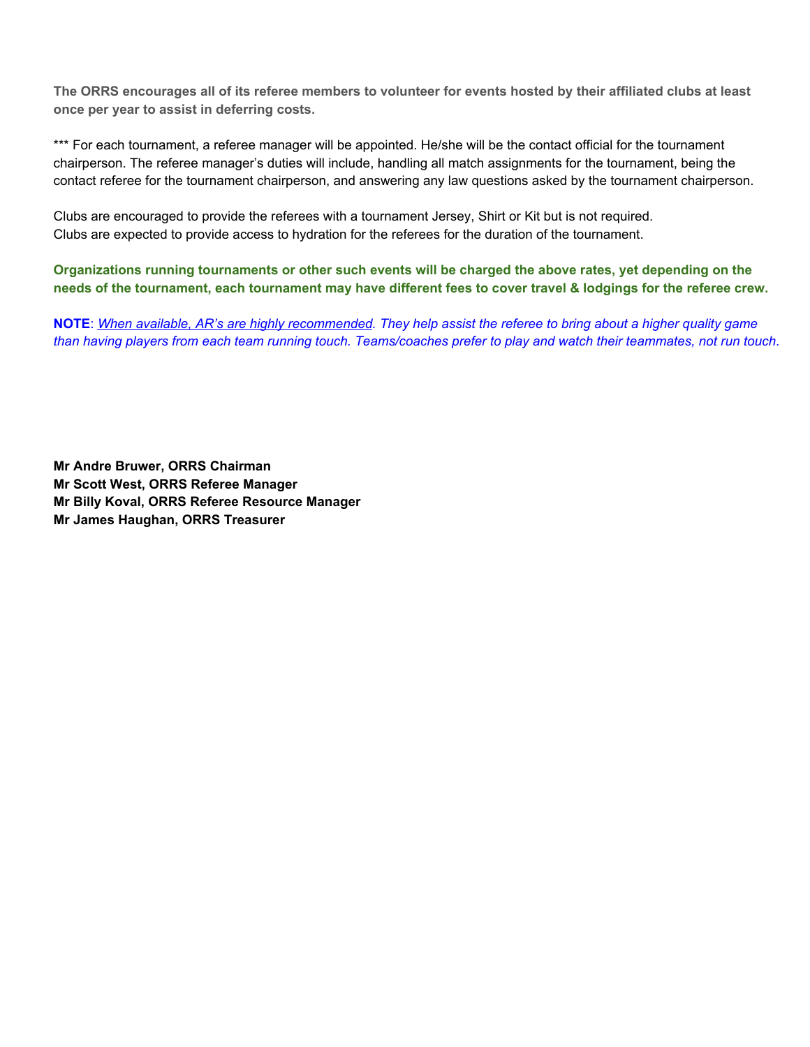**The ORRS encourages all of its referee members to volunteer for events hosted by their affiliated clubs at least once per year to assist in deferring costs.**

*** For each tournament, a referee manager will be appointed. He/she will be the contact official for the tournament chairperson. The referee manager's duties will include, handling all match assignments for the tournament, being the contact referee for the tournament chairperson, and answering any law questions asked by the tournament chairperson.

Clubs are encouraged to provide the referees with a tournament Jersey, Shirt or Kit but is not required.
Clubs are expected to provide access to hydration for the referees for the duration of the tournament.

**Organizations running tournaments or other such events will be charged the above rates, yet depending on the needs of the tournament, each tournament may have different fees to cover travel & lodgings for the referee crew.**

**NOTE**: *When available, AR's are highly recommended. They help assist the referee to bring about a higher quality game than having players from each team running touch. Teams/coaches prefer to play and watch their teammates, not run touch.*

**Mr Andre Bruwer, ORRS Chairman**
**Mr Scott West, ORRS Referee Manager**
**Mr Billy Koval, ORRS Referee Resource Manager**
**Mr James Haughan, ORRS Treasurer**